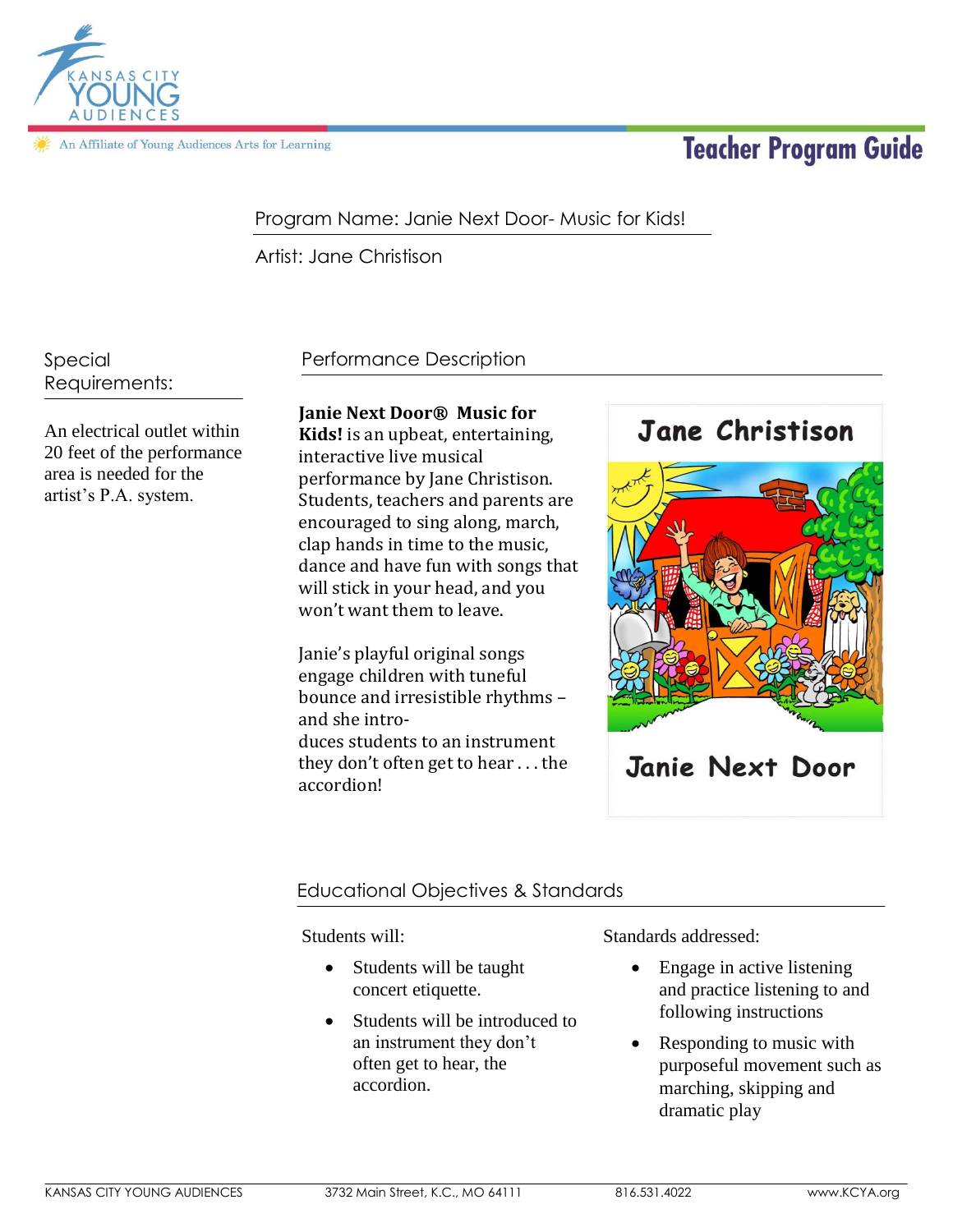Kansas City Young Audiences

An Affiliate of Young Audiences Arts for Learning

# Teacher Program Guide

Program Name: Janie Next Door- Music for Kids!

Artist: Jane Christison

## Special Requirements:

An electrical outlet within 20 feet of the performance area is needed for the artist's P.A. system.

## Performance Description

**Janie Next Door® Music for Kids!** is an upbeat, entertaining, interactive live musical performance by Jane Christison. Students, teachers and parents are encouraged to sing along, march, clap hands in time to the music, dance and have fun with songs that will stick in your head, and you won't want them to leave.

Janie's playful original songs engage children with tuneful bounce and irresistible rhythms – and she introduces students to an instrument they don't often get to hear . . . the accordion!

Jane Christison

Janie Next Door

## Educational Objectives & Standards

Students will:

- Students will be taught concert etiquette.
- Students will be introduced to an instrument they don't often get to hear, the accordion.

Standards addressed:

- Engage in active listening and practice listening to and following instructions
- Responding to music with purposeful movement such as marching, skipping and dramatic play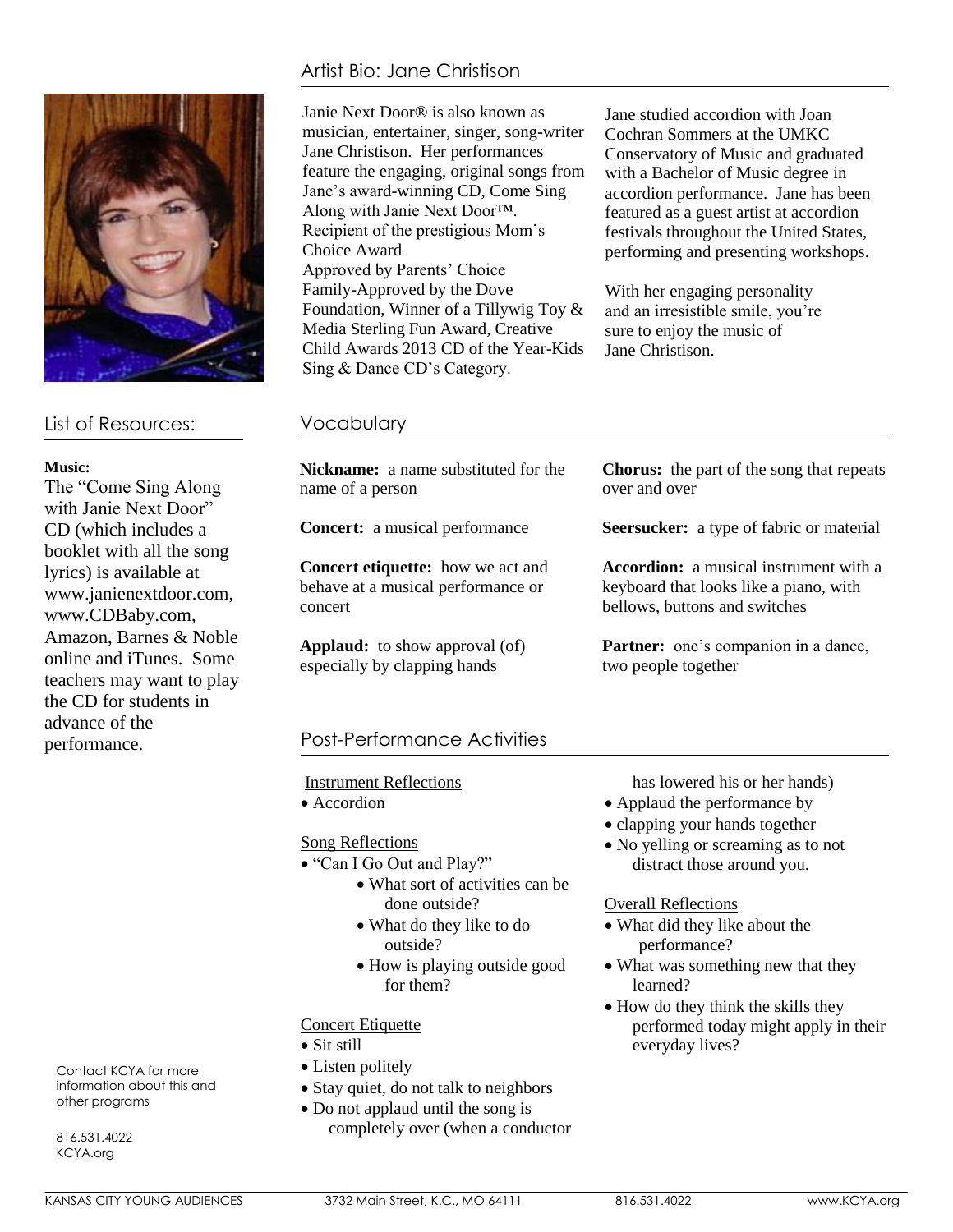## Artist Bio: Jane Christison

Janie Next Door® is also known as musician, entertainer, singer, song-writer Jane Christison. Her performances feature the engaging, original songs from Jane's award-winning CD, Come Sing Along with Janie Next Door™. Recipient of the prestigious Mom's Choice Award
Approved by Parents' Choice
Family-Approved by the Dove Foundation, Winner of a Tillywig Toy & Media Sterling Fun Award, Creative Child Awards 2013 CD of the Year-Kids Sing & Dance CD's Category.

Jane studied accordion with Joan Cochran Sommers at the UMKC Conservatory of Music and graduated with a Bachelor of Music degree in accordion performance. Jane has been featured as a guest artist at accordion festivals throughout the United States, performing and presenting workshops.

With her engaging personality and an irresistible smile, you're sure to enjoy the music of Jane Christison.

## List of Resources:

**Music:**

The "Come Sing Along with Janie Next Door" CD (which includes a booklet with all the song lyrics) is available at www.janienextdoor.com, www.CDBaby.com, Amazon, Barnes & Noble online and iTunes. Some teachers may want to play the CD for students in advance of the performance.

Contact KCYA for more information about this and other programs

816.531.4022
KCYA.org

## Vocabulary

**Nickname:** a name substituted for the name of a person

**Concert:** a musical performance

**Concert etiquette:** how we act and behave at a musical performance or concert

**Applaud:** to show approval (of) especially by clapping hands

**Chorus:** the part of the song that repeats over and over

**Seersucker:** a type of fabric or material

**Accordion:** a musical instrument with a keyboard that looks like a piano, with bellows, buttons and switches

**Partner:** one's companion in a dance, two people together

## Post-Performance Activities

Instrument Reflections

- Accordion

Song Reflections

- "Can I Go Out and Play?"
  - What sort of activities can be done outside?
  - What do they like to do outside?
  - How is playing outside good for them?

Concert Etiquette

- Sit still
- Listen politely
- Stay quiet, do not talk to neighbors
- Do not applaud until the song is completely over (when a conductor has lowered his or her hands)
- Applaud the performance by
- clapping your hands together
- No yelling or screaming as to not distract those around you.

Overall Reflections

- What did they like about the performance?
- What was something new that they learned?
- How do they think the skills they performed today might apply in their everyday lives?